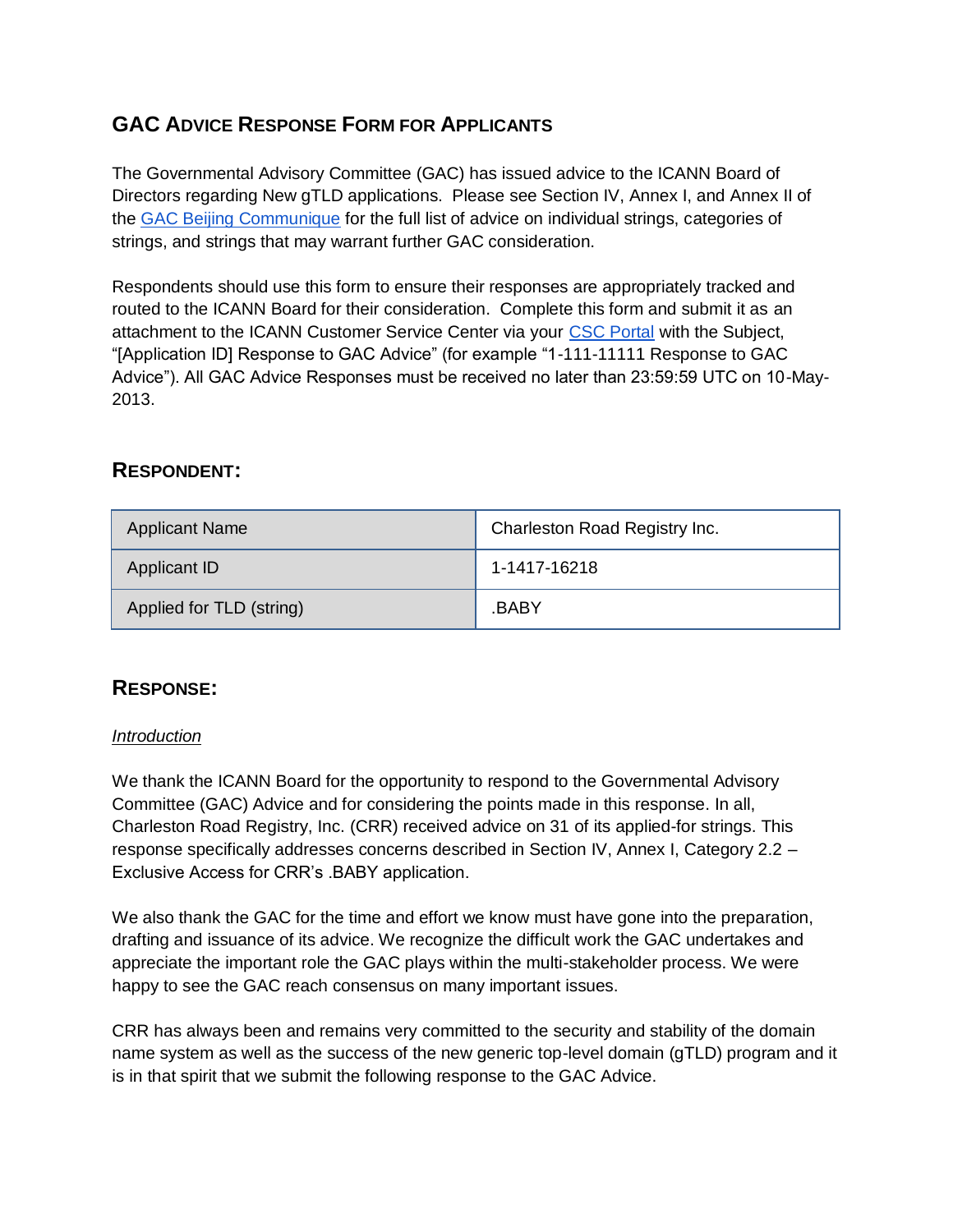## GAC Advice Response Form for Applicants

The Governmental Advisory Committee (GAC) has issued advice to the ICANN Board of Directors regarding New gTLD applications. Please see Section IV, Annex I, and Annex II of the GAC Beijing Communique for the full list of advice on individual strings, categories of strings, and strings that may warrant further GAC consideration.

Respondents should use this form to ensure their responses are appropriately tracked and routed to the ICANN Board for their consideration. Complete this form and submit it as an attachment to the ICANN Customer Service Center via your CSC Portal with the Subject, "[Application ID] Response to GAC Advice" (for example "1-111-11111 Response to GAC Advice"). All GAC Advice Responses must be received no later than 23:59:59 UTC on 10-May-2013.

### Respondent:

| Applicant Name | Charleston Road Registry Inc. |
|---|---|
| Applicant ID | 1-1417-16218 |
| Applied for TLD (string) | .BABY |

### Response:

*Introduction*

We thank the ICANN Board for the opportunity to respond to the Governmental Advisory Committee (GAC) Advice and for considering the points made in this response. In all, Charleston Road Registry, Inc. (CRR) received advice on 31 of its applied-for strings. This response specifically addresses concerns described in Section IV, Annex I, Category 2.2 – Exclusive Access for CRR's .BABY application.

We also thank the GAC for the time and effort we know must have gone into the preparation, drafting and issuance of its advice. We recognize the difficult work the GAC undertakes and appreciate the important role the GAC plays within the multi-stakeholder process. We were happy to see the GAC reach consensus on many important issues.

CRR has always been and remains very committed to the security and stability of the domain name system as well as the success of the new generic top-level domain (gTLD) program and it is in that spirit that we submit the following response to the GAC Advice.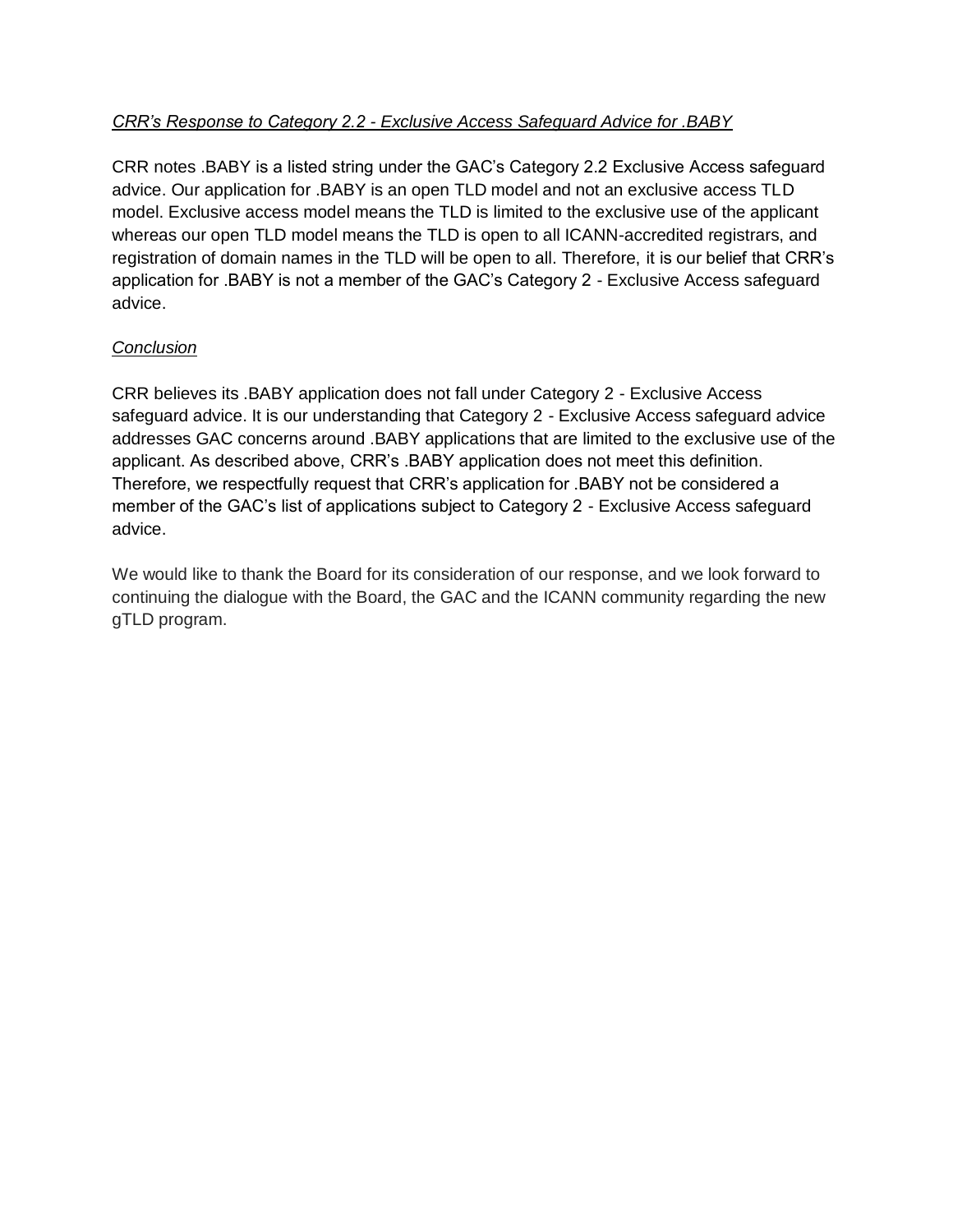*CRR's Response to Category 2.2 - Exclusive Access Safeguard Advice for .BABY*

CRR notes .BABY is a listed string under the GAC's Category 2.2 Exclusive Access safeguard advice. Our application for .BABY is an open TLD model and not an exclusive access TLD model. Exclusive access model means the TLD is limited to the exclusive use of the applicant whereas our open TLD model means the TLD is open to all ICANN-accredited registrars, and registration of domain names in the TLD will be open to all. Therefore, it is our belief that CRR's application for .BABY is not a member of the GAC's Category 2 - Exclusive Access safeguard advice.

*Conclusion*

CRR believes its .BABY application does not fall under Category 2 - Exclusive Access safeguard advice. It is our understanding that Category 2 - Exclusive Access safeguard advice addresses GAC concerns around .BABY applications that are limited to the exclusive use of the applicant. As described above, CRR's .BABY application does not meet this definition. Therefore, we respectfully request that CRR's application for .BABY not be considered a member of the GAC's list of applications subject to Category 2 - Exclusive Access safeguard advice.

We would like to thank the Board for its consideration of our response, and we look forward to continuing the dialogue with the Board, the GAC and the ICANN community regarding the new gTLD program.